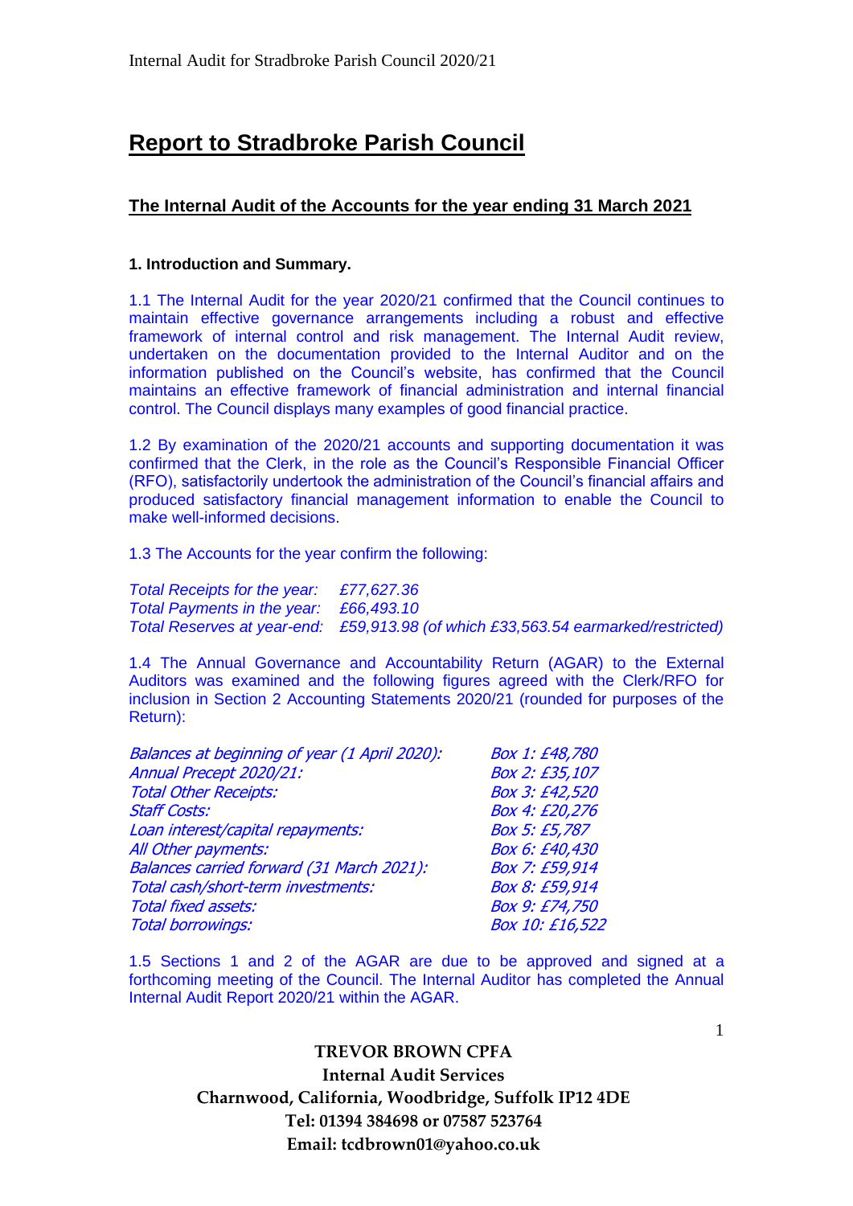# Report to Stradbroke Parish Council

## The Internal Audit of the Accounts for the year ending 31 March 2021

### 1. Introduction and Summary.

1.1 The Internal Audit for the year 2020/21 confirmed that the Council continues to maintain effective governance arrangements including a robust and effective framework of internal control and risk management. The Internal Audit review, undertaken on the documentation provided to the Internal Auditor and on the information published on the Council's website, has confirmed that the Council maintains an effective framework of financial administration and internal financial control. The Council displays many examples of good financial practice.

1.2 By examination of the 2020/21 accounts and supporting documentation it was confirmed that the Clerk, in the role as the Council's Responsible Financial Officer (RFO), satisfactorily undertook the administration of the Council's financial affairs and produced satisfactory financial management information to enable the Council to make well-informed decisions.

1.3 The Accounts for the year confirm the following:

*Total Receipts for the year: £77,627.36*
*Total Payments in the year: £66,493.10*
*Total Reserves at year-end: £59,913.98 (of which £33,563.54 earmarked/restricted)*

1.4 The Annual Governance and Accountability Return (AGAR) to the External Auditors was examined and the following figures agreed with the Clerk/RFO for inclusion in Section 2 Accounting Statements 2020/21 (rounded for purposes of the Return):

| | |
|---|---|
| *Balances at beginning of year (1 April 2020):* | *Box 1: £48,780* |
| *Annual Precept 2020/21:* | *Box 2: £35,107* |
| *Total Other Receipts:* | *Box 3: £42,520* |
| *Staff Costs:* | *Box 4: £20,276* |
| *Loan interest/capital repayments:* | *Box 5: £5,787* |
| *All Other payments:* | *Box 6: £40,430* |
| *Balances carried forward (31 March 2021):* | *Box 7: £59,914* |
| *Total cash/short-term investments:* | *Box 8: £59,914* |
| *Total fixed assets:* | *Box 9: £74,750* |
| *Total borrowings:* | *Box 10: £16,522* |

1.5 Sections 1 and 2 of the AGAR are due to be approved and signed at a forthcoming meeting of the Council. The Internal Auditor has completed the Annual Internal Audit Report 2020/21 within the AGAR.

**TREVOR BROWN CPFA**
**Internal Audit Services**
**Charnwood, California, Woodbridge, Suffolk IP12 4DE**
**Tel: 01394 384698 or 07587 523764**
**Email: tcdbrown01@yahoo.co.uk**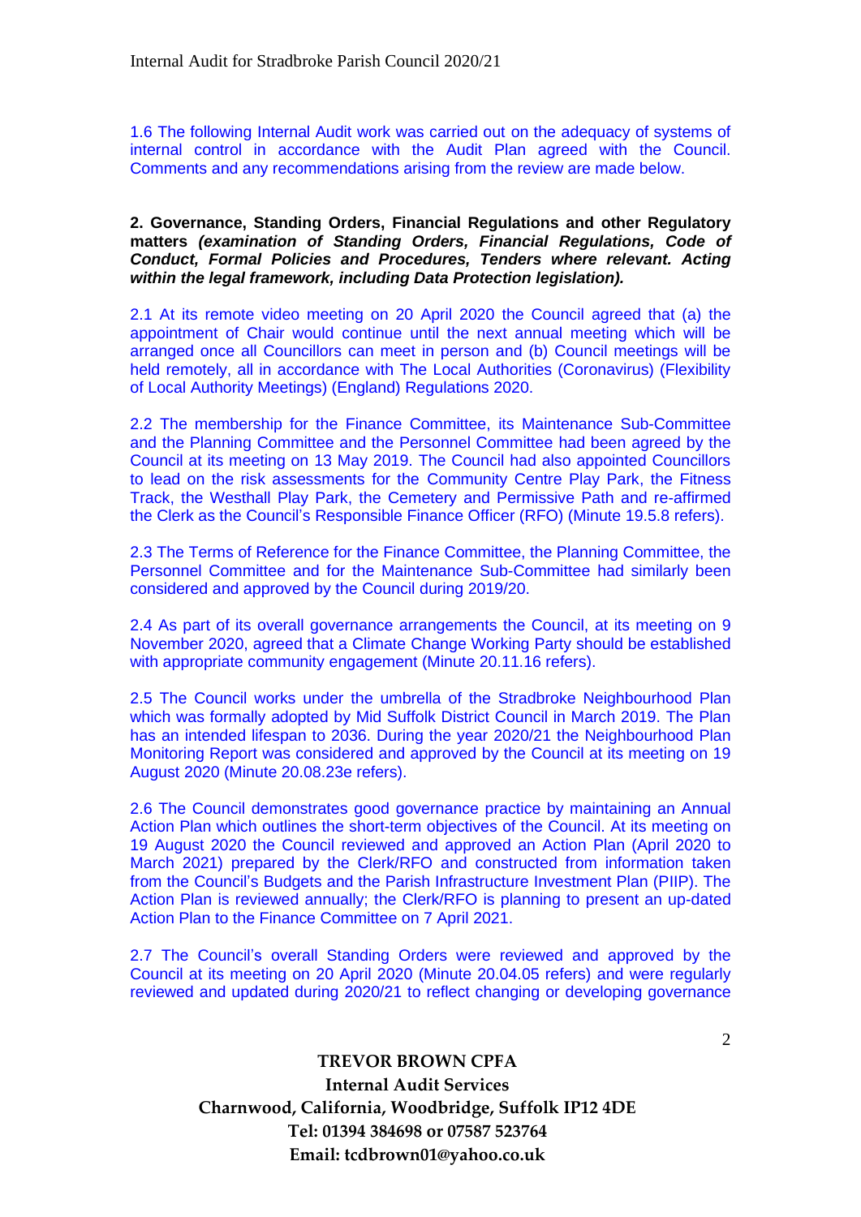1.6 The following Internal Audit work was carried out on the adequacy of systems of internal control in accordance with the Audit Plan agreed with the Council. Comments and any recommendations arising from the review are made below.

**2. Governance, Standing Orders, Financial Regulations and other Regulatory matters** ***(examination of Standing Orders, Financial Regulations, Code of Conduct, Formal Policies and Procedures, Tenders where relevant. Acting within the legal framework, including Data Protection legislation).***

2.1 At its remote video meeting on 20 April 2020 the Council agreed that (a) the appointment of Chair would continue until the next annual meeting which will be arranged once all Councillors can meet in person and (b) Council meetings will be held remotely, all in accordance with The Local Authorities (Coronavirus) (Flexibility of Local Authority Meetings) (England) Regulations 2020.

2.2 The membership for the Finance Committee, its Maintenance Sub-Committee and the Planning Committee and the Personnel Committee had been agreed by the Council at its meeting on 13 May 2019. The Council had also appointed Councillors to lead on the risk assessments for the Community Centre Play Park, the Fitness Track, the Westhall Play Park, the Cemetery and Permissive Path and re-affirmed the Clerk as the Council's Responsible Finance Officer (RFO) (Minute 19.5.8 refers).

2.3 The Terms of Reference for the Finance Committee, the Planning Committee, the Personnel Committee and for the Maintenance Sub-Committee had similarly been considered and approved by the Council during 2019/20.

2.4 As part of its overall governance arrangements the Council, at its meeting on 9 November 2020, agreed that a Climate Change Working Party should be established with appropriate community engagement (Minute 20.11.16 refers).

2.5 The Council works under the umbrella of the Stradbroke Neighbourhood Plan which was formally adopted by Mid Suffolk District Council in March 2019. The Plan has an intended lifespan to 2036. During the year 2020/21 the Neighbourhood Plan Monitoring Report was considered and approved by the Council at its meeting on 19 August 2020 (Minute 20.08.23e refers).

2.6 The Council demonstrates good governance practice by maintaining an Annual Action Plan which outlines the short-term objectives of the Council. At its meeting on 19 August 2020 the Council reviewed and approved an Action Plan (April 2020 to March 2021) prepared by the Clerk/RFO and constructed from information taken from the Council's Budgets and the Parish Infrastructure Investment Plan (PIIP). The Action Plan is reviewed annually; the Clerk/RFO is planning to present an up-dated Action Plan to the Finance Committee on 7 April 2021.

2.7 The Council's overall Standing Orders were reviewed and approved by the Council at its meeting on 20 April 2020 (Minute 20.04.05 refers) and were regularly reviewed and updated during 2020/21 to reflect changing or developing governance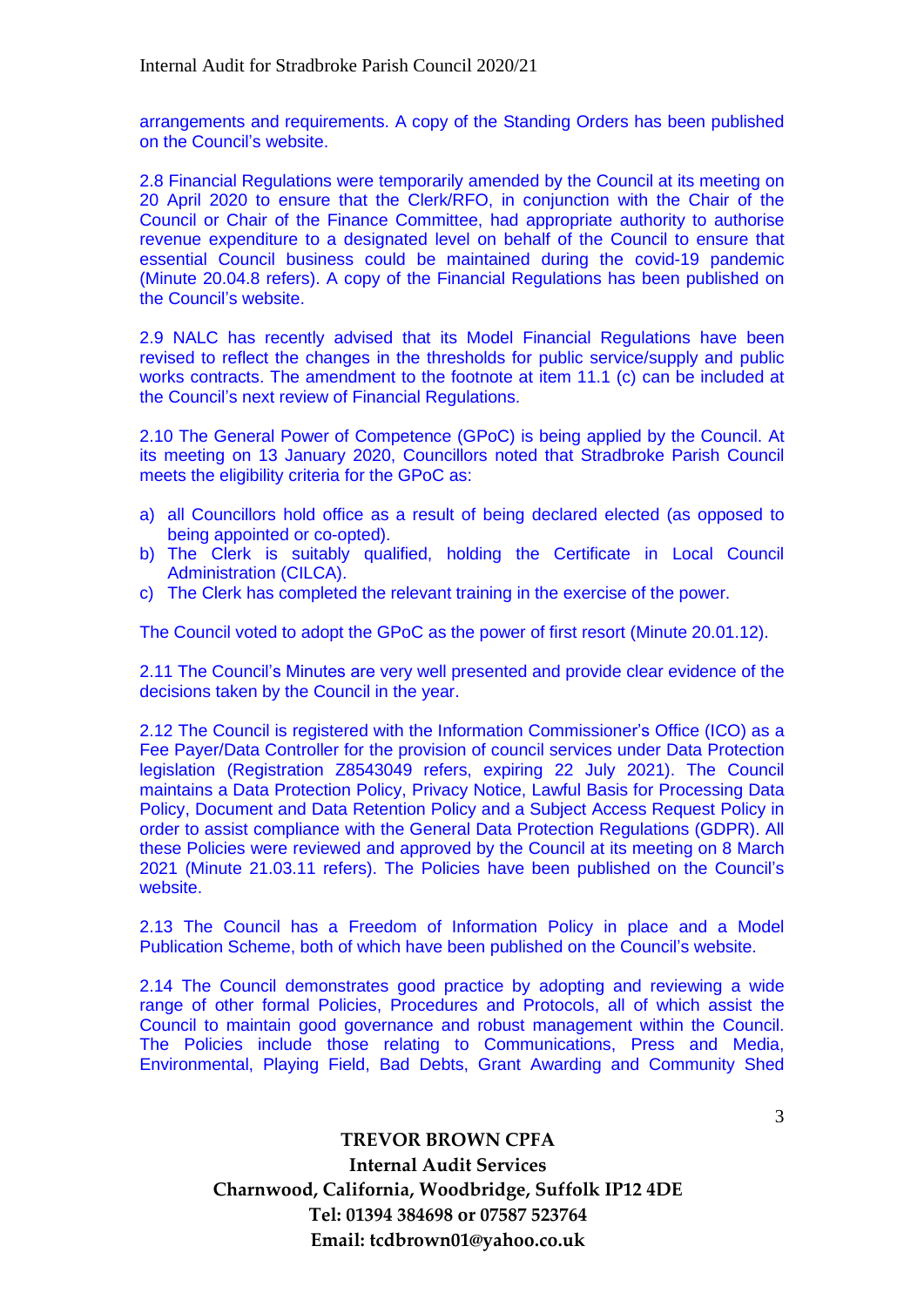arrangements and requirements. A copy of the Standing Orders has been published on the Council's website.

2.8 Financial Regulations were temporarily amended by the Council at its meeting on 20 April 2020 to ensure that the Clerk/RFO, in conjunction with the Chair of the Council or Chair of the Finance Committee, had appropriate authority to authorise revenue expenditure to a designated level on behalf of the Council to ensure that essential Council business could be maintained during the covid-19 pandemic (Minute 20.04.8 refers). A copy of the Financial Regulations has been published on the Council's website.

2.9 NALC has recently advised that its Model Financial Regulations have been revised to reflect the changes in the thresholds for public service/supply and public works contracts. The amendment to the footnote at item 11.1 (c) can be included at the Council's next review of Financial Regulations.

2.10 The General Power of Competence (GPoC) is being applied by the Council. At its meeting on 13 January 2020, Councillors noted that Stradbroke Parish Council meets the eligibility criteria for the GPoC as:

a) all Councillors hold office as a result of being declared elected (as opposed to being appointed or co-opted).
b) The Clerk is suitably qualified, holding the Certificate in Local Council Administration (CILCA).
c) The Clerk has completed the relevant training in the exercise of the power.

The Council voted to adopt the GPoC as the power of first resort (Minute 20.01.12).

2.11 The Council's Minutes are very well presented and provide clear evidence of the decisions taken by the Council in the year.

2.12 The Council is registered with the Information Commissioner's Office (ICO) as a Fee Payer/Data Controller for the provision of council services under Data Protection legislation (Registration Z8543049 refers, expiring 22 July 2021). The Council maintains a Data Protection Policy, Privacy Notice, Lawful Basis for Processing Data Policy, Document and Data Retention Policy and a Subject Access Request Policy in order to assist compliance with the General Data Protection Regulations (GDPR). All these Policies were reviewed and approved by the Council at its meeting on 8 March 2021 (Minute 21.03.11 refers). The Policies have been published on the Council's website.

2.13 The Council has a Freedom of Information Policy in place and a Model Publication Scheme, both of which have been published on the Council's website.

2.14 The Council demonstrates good practice by adopting and reviewing a wide range of other formal Policies, Procedures and Protocols, all of which assist the Council to maintain good governance and robust management within the Council. The Policies include those relating to Communications, Press and Media, Environmental, Playing Field, Bad Debts, Grant Awarding and Community Shed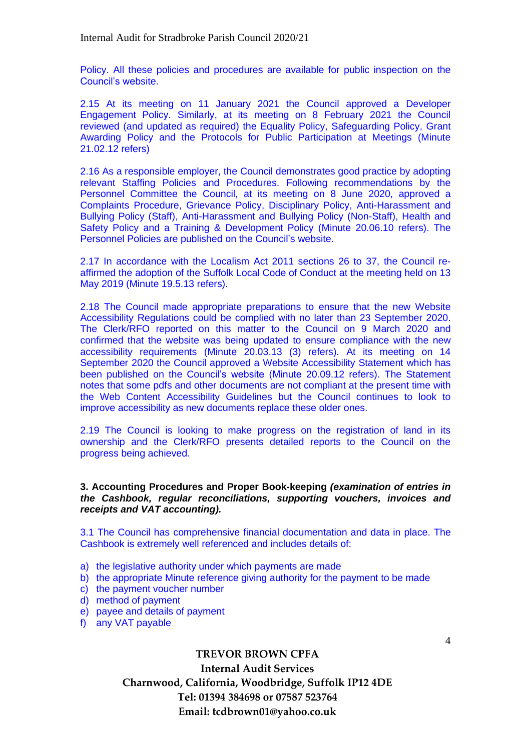Policy. All these policies and procedures are available for public inspection on the Council's website.

2.15 At its meeting on 11 January 2021 the Council approved a Developer Engagement Policy. Similarly, at its meeting on 8 February 2021 the Council reviewed (and updated as required) the Equality Policy, Safeguarding Policy, Grant Awarding Policy and the Protocols for Public Participation at Meetings (Minute 21.02.12 refers)

2.16 As a responsible employer, the Council demonstrates good practice by adopting relevant Staffing Policies and Procedures. Following recommendations by the Personnel Committee the Council, at its meeting on 8 June 2020, approved a Complaints Procedure, Grievance Policy, Disciplinary Policy, Anti-Harassment and Bullying Policy (Staff), Anti-Harassment and Bullying Policy (Non-Staff), Health and Safety Policy and a Training & Development Policy (Minute 20.06.10 refers). The Personnel Policies are published on the Council's website.

2.17 In accordance with the Localism Act 2011 sections 26 to 37, the Council re-affirmed the adoption of the Suffolk Local Code of Conduct at the meeting held on 13 May 2019 (Minute 19.5.13 refers).

2.18 The Council made appropriate preparations to ensure that the new Website Accessibility Regulations could be complied with no later than 23 September 2020. The Clerk/RFO reported on this matter to the Council on 9 March 2020 and confirmed that the website was being updated to ensure compliance with the new accessibility requirements (Minute 20.03.13 (3) refers). At its meeting on 14 September 2020 the Council approved a Website Accessibility Statement which has been published on the Council's website (Minute 20.09.12 refers). The Statement notes that some pdfs and other documents are not compliant at the present time with the Web Content Accessibility Guidelines but the Council continues to look to improve accessibility as new documents replace these older ones.

2.19 The Council is looking to make progress on the registration of land in its ownership and the Clerk/RFO presents detailed reports to the Council on the progress being achieved.

**3. Accounting Procedures and Proper Book-keeping** ***(examination of entries in the Cashbook, regular reconciliations, supporting vouchers, invoices and receipts and VAT accounting).***

3.1 The Council has comprehensive financial documentation and data in place. The Cashbook is extremely well referenced and includes details of:

a) the legislative authority under which payments are made
b) the appropriate Minute reference giving authority for the payment to be made
c) the payment voucher number
d) method of payment
e) payee and details of payment
f) any VAT payable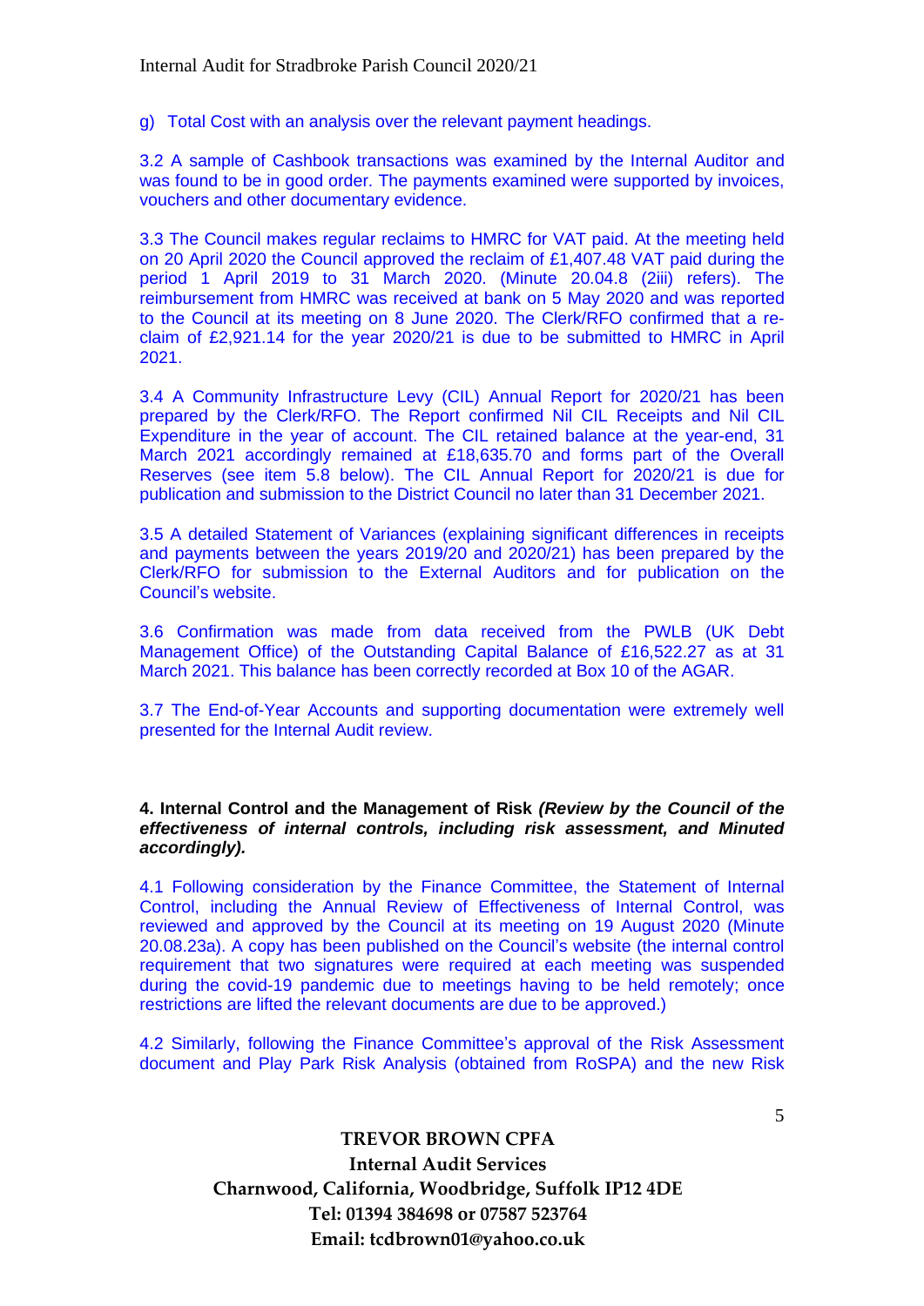g) Total Cost with an analysis over the relevant payment headings.

3.2 A sample of Cashbook transactions was examined by the Internal Auditor and was found to be in good order. The payments examined were supported by invoices, vouchers and other documentary evidence.

3.3 The Council makes regular reclaims to HMRC for VAT paid. At the meeting held on 20 April 2020 the Council approved the reclaim of £1,407.48 VAT paid during the period 1 April 2019 to 31 March 2020. (Minute 20.04.8 (2iii) refers). The reimbursement from HMRC was received at bank on 5 May 2020 and was reported to the Council at its meeting on 8 June 2020. The Clerk/RFO confirmed that a re-claim of £2,921.14 for the year 2020/21 is due to be submitted to HMRC in April 2021.

3.4 A Community Infrastructure Levy (CIL) Annual Report for 2020/21 has been prepared by the Clerk/RFO. The Report confirmed Nil CIL Receipts and Nil CIL Expenditure in the year of account. The CIL retained balance at the year-end, 31 March 2021 accordingly remained at £18,635.70 and forms part of the Overall Reserves (see item 5.8 below). The CIL Annual Report for 2020/21 is due for publication and submission to the District Council no later than 31 December 2021.

3.5 A detailed Statement of Variances (explaining significant differences in receipts and payments between the years 2019/20 and 2020/21) has been prepared by the Clerk/RFO for submission to the External Auditors and for publication on the Council's website.

3.6 Confirmation was made from data received from the PWLB (UK Debt Management Office) of the Outstanding Capital Balance of £16,522.27 as at 31 March 2021. This balance has been correctly recorded at Box 10 of the AGAR.

3.7 The End-of-Year Accounts and supporting documentation were extremely well presented for the Internal Audit review.

**4. Internal Control and the Management of Risk** ***(Review by the Council of the effectiveness of internal controls, including risk assessment, and Minuted accordingly).***

4.1 Following consideration by the Finance Committee, the Statement of Internal Control, including the Annual Review of Effectiveness of Internal Control, was reviewed and approved by the Council at its meeting on 19 August 2020 (Minute 20.08.23a). A copy has been published on the Council's website (the internal control requirement that two signatures were required at each meeting was suspended during the covid-19 pandemic due to meetings having to be held remotely; once restrictions are lifted the relevant documents are due to be approved.)

4.2 Similarly, following the Finance Committee's approval of the Risk Assessment document and Play Park Risk Analysis (obtained from RoSPA) and the new Risk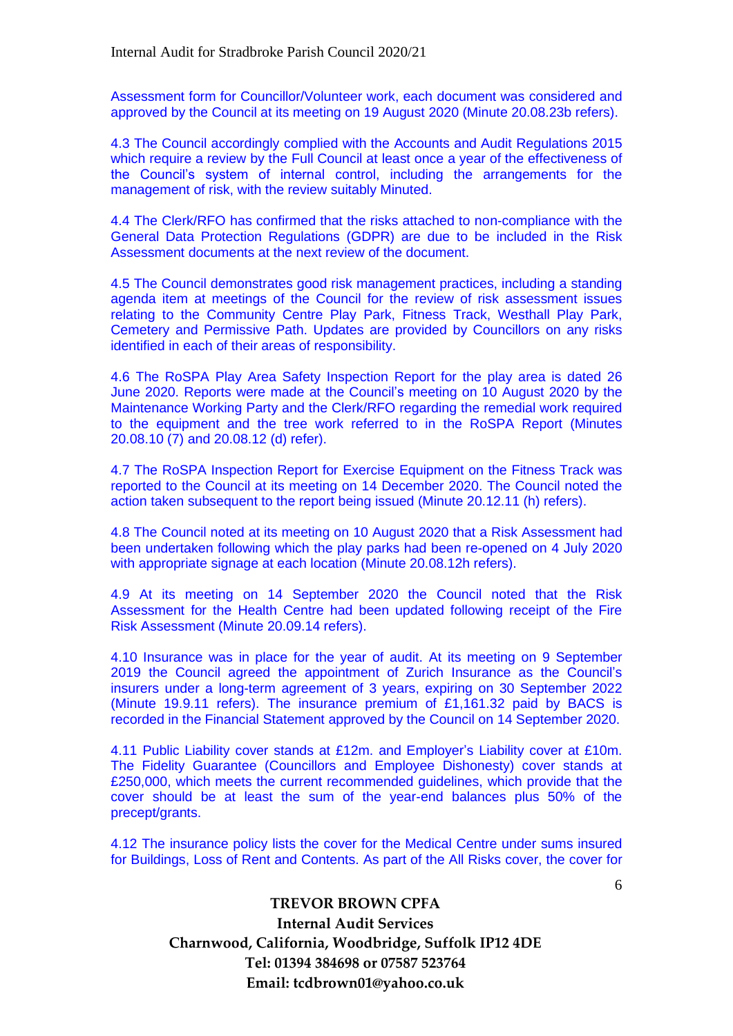Assessment form for Councillor/Volunteer work, each document was considered and approved by the Council at its meeting on 19 August 2020 (Minute 20.08.23b refers).

4.3 The Council accordingly complied with the Accounts and Audit Regulations 2015 which require a review by the Full Council at least once a year of the effectiveness of the Council's system of internal control, including the arrangements for the management of risk, with the review suitably Minuted.

4.4 The Clerk/RFO has confirmed that the risks attached to non-compliance with the General Data Protection Regulations (GDPR) are due to be included in the Risk Assessment documents at the next review of the document.

4.5 The Council demonstrates good risk management practices, including a standing agenda item at meetings of the Council for the review of risk assessment issues relating to the Community Centre Play Park, Fitness Track, Westhall Play Park, Cemetery and Permissive Path. Updates are provided by Councillors on any risks identified in each of their areas of responsibility.

4.6 The RoSPA Play Area Safety Inspection Report for the play area is dated 26 June 2020. Reports were made at the Council's meeting on 10 August 2020 by the Maintenance Working Party and the Clerk/RFO regarding the remedial work required to the equipment and the tree work referred to in the RoSPA Report (Minutes 20.08.10 (7) and 20.08.12 (d) refer).

4.7 The RoSPA Inspection Report for Exercise Equipment on the Fitness Track was reported to the Council at its meeting on 14 December 2020. The Council noted the action taken subsequent to the report being issued (Minute 20.12.11 (h) refers).

4.8 The Council noted at its meeting on 10 August 2020 that a Risk Assessment had been undertaken following which the play parks had been re-opened on 4 July 2020 with appropriate signage at each location (Minute 20.08.12h refers).

4.9 At its meeting on 14 September 2020 the Council noted that the Risk Assessment for the Health Centre had been updated following receipt of the Fire Risk Assessment (Minute 20.09.14 refers).

4.10 Insurance was in place for the year of audit. At its meeting on 9 September 2019 the Council agreed the appointment of Zurich Insurance as the Council's insurers under a long-term agreement of 3 years, expiring on 30 September 2022 (Minute 19.9.11 refers). The insurance premium of £1,161.32 paid by BACS is recorded in the Financial Statement approved by the Council on 14 September 2020.

4.11 Public Liability cover stands at £12m. and Employer's Liability cover at £10m. The Fidelity Guarantee (Councillors and Employee Dishonesty) cover stands at £250,000, which meets the current recommended guidelines, which provide that the cover should be at least the sum of the year-end balances plus 50% of the precept/grants.

4.12 The insurance policy lists the cover for the Medical Centre under sums insured for Buildings, Loss of Rent and Contents. As part of the All Risks cover, the cover for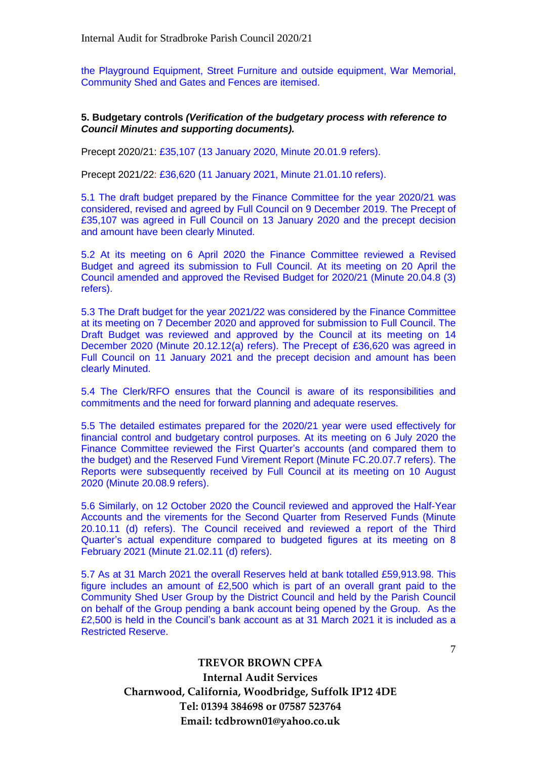the Playground Equipment, Street Furniture and outside equipment, War Memorial, Community Shed and Gates and Fences are itemised.

**5. Budgetary controls *(Verification of the budgetary process with reference to Council Minutes and supporting documents).***

Precept 2020/21: £35,107 (13 January 2020, Minute 20.01.9 refers).

Precept 2021/22: £36,620 (11 January 2021, Minute 21.01.10 refers).

5.1 The draft budget prepared by the Finance Committee for the year 2020/21 was considered, revised and agreed by Full Council on 9 December 2019. The Precept of £35,107 was agreed in Full Council on 13 January 2020 and the precept decision and amount have been clearly Minuted.

5.2 At its meeting on 6 April 2020 the Finance Committee reviewed a Revised Budget and agreed its submission to Full Council. At its meeting on 20 April the Council amended and approved the Revised Budget for 2020/21 (Minute 20.04.8 (3) refers).

5.3 The Draft budget for the year 2021/22 was considered by the Finance Committee at its meeting on 7 December 2020 and approved for submission to Full Council. The Draft Budget was reviewed and approved by the Council at its meeting on 14 December 2020 (Minute 20.12.12(a) refers). The Precept of £36,620 was agreed in Full Council on 11 January 2021 and the precept decision and amount has been clearly Minuted.

5.4 The Clerk/RFO ensures that the Council is aware of its responsibilities and commitments and the need for forward planning and adequate reserves.

5.5 The detailed estimates prepared for the 2020/21 year were used effectively for financial control and budgetary control purposes. At its meeting on 6 July 2020 the Finance Committee reviewed the First Quarter's accounts (and compared them to the budget) and the Reserved Fund Virement Report (Minute FC.20.07.7 refers). The Reports were subsequently received by Full Council at its meeting on 10 August 2020 (Minute 20.08.9 refers).

5.6 Similarly, on 12 October 2020 the Council reviewed and approved the Half-Year Accounts and the virements for the Second Quarter from Reserved Funds (Minute 20.10.11 (d) refers). The Council received and reviewed a report of the Third Quarter's actual expenditure compared to budgeted figures at its meeting on 8 February 2021 (Minute 21.02.11 (d) refers).

5.7 As at 31 March 2021 the overall Reserves held at bank totalled £59,913.98. This figure includes an amount of £2,500 which is part of an overall grant paid to the Community Shed User Group by the District Council and held by the Parish Council on behalf of the Group pending a bank account being opened by the Group. As the £2,500 is held in the Council's bank account as at 31 March 2021 it is included as a Restricted Reserve.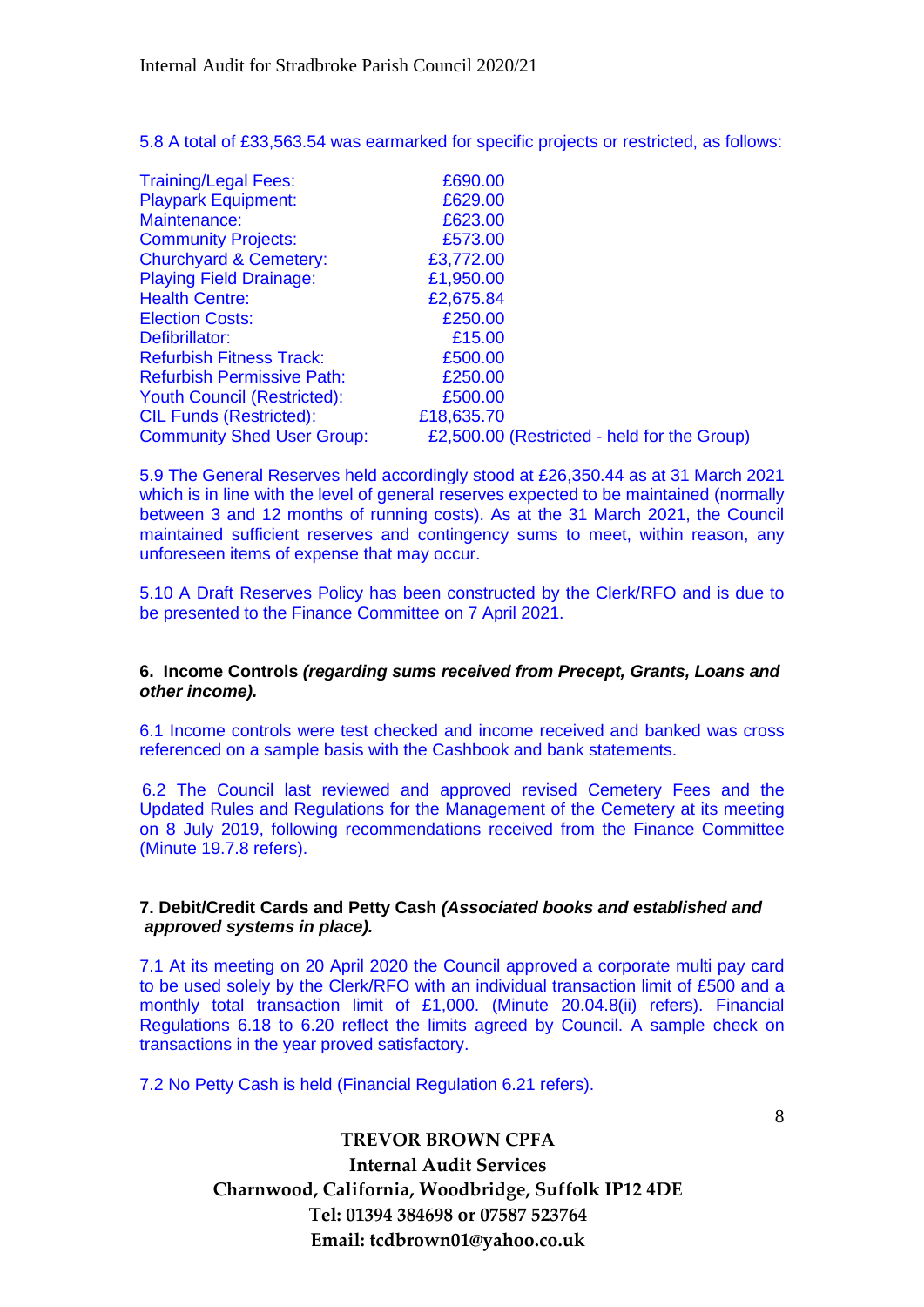5.8 A total of £33,563.54 was earmarked for specific projects or restricted, as follows:

| | |
|---|---|
| Training/Legal Fees: | £690.00 |
| Playpark Equipment: | £629.00 |
| Maintenance: | £623.00 |
| Community Projects: | £573.00 |
| Churchyard & Cemetery: | £3,772.00 |
| Playing Field Drainage: | £1,950.00 |
| Health Centre: | £2,675.84 |
| Election Costs: | £250.00 |
| Defibrillator: | £15.00 |
| Refurbish Fitness Track: | £500.00 |
| Refurbish Permissive Path: | £250.00 |
| Youth Council (Restricted): | £500.00 |
| CIL Funds (Restricted): | £18,635.70 |
| Community Shed User Group: | £2,500.00 (Restricted - held for the Group) |

5.9 The General Reserves held accordingly stood at £26,350.44 as at 31 March 2021 which is in line with the level of general reserves expected to be maintained (normally between 3 and 12 months of running costs). As at the 31 March 2021, the Council maintained sufficient reserves and contingency sums to meet, within reason, any unforeseen items of expense that may occur.

5.10 A Draft Reserves Policy has been constructed by the Clerk/RFO and is due to be presented to the Finance Committee on 7 April 2021.

**6. Income Controls** ***(regarding sums received from Precept, Grants, Loans and other income).***

6.1 Income controls were test checked and income received and banked was cross referenced on a sample basis with the Cashbook and bank statements.

6.2 The Council last reviewed and approved revised Cemetery Fees and the Updated Rules and Regulations for the Management of the Cemetery at its meeting on 8 July 2019, following recommendations received from the Finance Committee (Minute 19.7.8 refers).

**7. Debit/Credit Cards and Petty Cash** ***(Associated books and established and approved systems in place).***

7.1 At its meeting on 20 April 2020 the Council approved a corporate multi pay card to be used solely by the Clerk/RFO with an individual transaction limit of £500 and a monthly total transaction limit of £1,000. (Minute 20.04.8(ii) refers). Financial Regulations 6.18 to 6.20 reflect the limits agreed by Council. A sample check on transactions in the year proved satisfactory.

7.2 No Petty Cash is held (Financial Regulation 6.21 refers).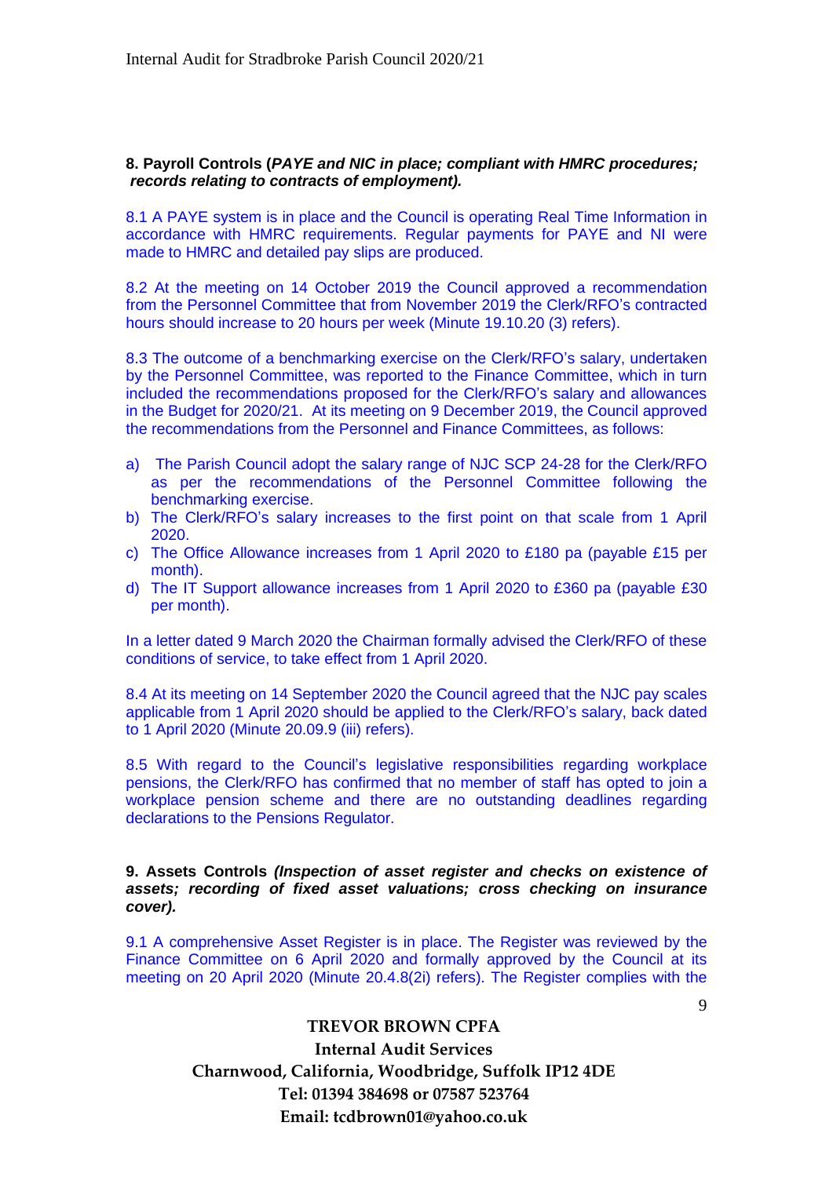**8. Payroll Controls (*PAYE and NIC in place; compliant with HMRC procedures; records relating to contracts of employment).***

8.1 A PAYE system is in place and the Council is operating Real Time Information in accordance with HMRC requirements. Regular payments for PAYE and NI were made to HMRC and detailed pay slips are produced.

8.2 At the meeting on 14 October 2019 the Council approved a recommendation from the Personnel Committee that from November 2019 the Clerk/RFO's contracted hours should increase to 20 hours per week (Minute 19.10.20 (3) refers).

8.3 The outcome of a benchmarking exercise on the Clerk/RFO's salary, undertaken by the Personnel Committee, was reported to the Finance Committee, which in turn included the recommendations proposed for the Clerk/RFO's salary and allowances in the Budget for 2020/21. At its meeting on 9 December 2019, the Council approved the recommendations from the Personnel and Finance Committees, as follows:

a) The Parish Council adopt the salary range of NJC SCP 24-28 for the Clerk/RFO as per the recommendations of the Personnel Committee following the benchmarking exercise.
b) The Clerk/RFO's salary increases to the first point on that scale from 1 April 2020.
c) The Office Allowance increases from 1 April 2020 to £180 pa (payable £15 per month).
d) The IT Support allowance increases from 1 April 2020 to £360 pa (payable £30 per month).

In a letter dated 9 March 2020 the Chairman formally advised the Clerk/RFO of these conditions of service, to take effect from 1 April 2020.

8.4 At its meeting on 14 September 2020 the Council agreed that the NJC pay scales applicable from 1 April 2020 should be applied to the Clerk/RFO's salary, back dated to 1 April 2020 (Minute 20.09.9 (iii) refers).

8.5 With regard to the Council's legislative responsibilities regarding workplace pensions, the Clerk/RFO has confirmed that no member of staff has opted to join a workplace pension scheme and there are no outstanding deadlines regarding declarations to the Pensions Regulator.

**9. Assets Controls *(Inspection of asset register and checks on existence of assets; recording of fixed asset valuations; cross checking on insurance cover).***

9.1 A comprehensive Asset Register is in place. The Register was reviewed by the Finance Committee on 6 April 2020 and formally approved by the Council at its meeting on 20 April 2020 (Minute 20.4.8(2i) refers). The Register complies with the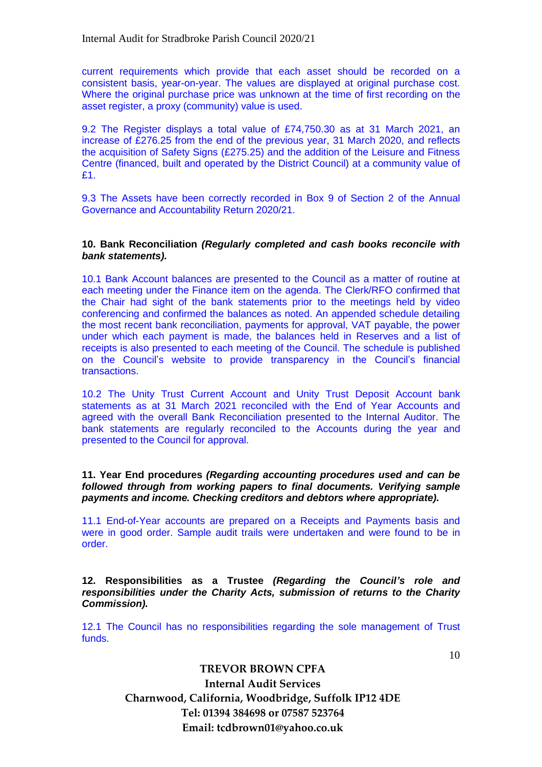current requirements which provide that each asset should be recorded on a consistent basis, year-on-year. The values are displayed at original purchase cost. Where the original purchase price was unknown at the time of first recording on the asset register, a proxy (community) value is used.

9.2 The Register displays a total value of £74,750.30 as at 31 March 2021, an increase of £276.25 from the end of the previous year, 31 March 2020, and reflects the acquisition of Safety Signs (£275.25) and the addition of the Leisure and Fitness Centre (financed, built and operated by the District Council) at a community value of £1.

9.3 The Assets have been correctly recorded in Box 9 of Section 2 of the Annual Governance and Accountability Return 2020/21.

**10. Bank Reconciliation *(Regularly completed and cash books reconcile with bank statements).***

10.1 Bank Account balances are presented to the Council as a matter of routine at each meeting under the Finance item on the agenda. The Clerk/RFO confirmed that the Chair had sight of the bank statements prior to the meetings held by video conferencing and confirmed the balances as noted. An appended schedule detailing the most recent bank reconciliation, payments for approval, VAT payable, the power under which each payment is made, the balances held in Reserves and a list of receipts is also presented to each meeting of the Council. The schedule is published on the Council's website to provide transparency in the Council's financial transactions.

10.2 The Unity Trust Current Account and Unity Trust Deposit Account bank statements as at 31 March 2021 reconciled with the End of Year Accounts and agreed with the overall Bank Reconciliation presented to the Internal Auditor. The bank statements are regularly reconciled to the Accounts during the year and presented to the Council for approval.

**11. Year End procedures *(Regarding accounting procedures used and can be followed through from working papers to final documents. Verifying sample payments and income. Checking creditors and debtors where appropriate).***

11.1 End-of-Year accounts are prepared on a Receipts and Payments basis and were in good order. Sample audit trails were undertaken and were found to be in order.

**12. Responsibilities as a Trustee *(Regarding the Council's role and responsibilities under the Charity Acts, submission of returns to the Charity Commission).***

12.1 The Council has no responsibilities regarding the sole management of Trust funds.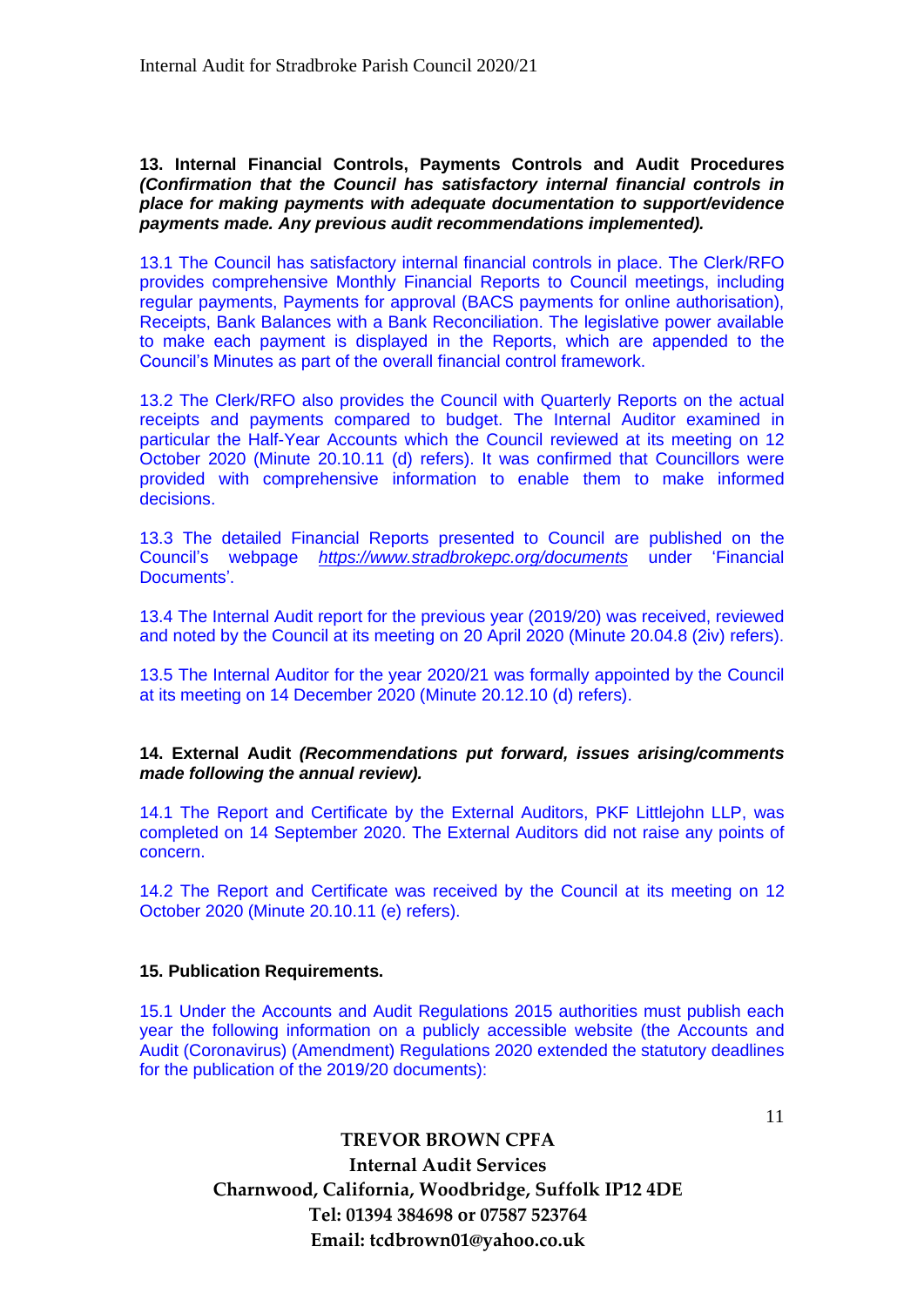**13. Internal Financial Controls, Payments Controls and Audit Procedures** ***(Confirmation that the Council has satisfactory internal financial controls in place for making payments with adequate documentation to support/evidence payments made. Any previous audit recommendations implemented).***

13.1 The Council has satisfactory internal financial controls in place. The Clerk/RFO provides comprehensive Monthly Financial Reports to Council meetings, including regular payments, Payments for approval (BACS payments for online authorisation), Receipts, Bank Balances with a Bank Reconciliation. The legislative power available to make each payment is displayed in the Reports, which are appended to the Council's Minutes as part of the overall financial control framework.

13.2 The Clerk/RFO also provides the Council with Quarterly Reports on the actual receipts and payments compared to budget. The Internal Auditor examined in particular the Half-Year Accounts which the Council reviewed at its meeting on 12 October 2020 (Minute 20.10.11 (d) refers). It was confirmed that Councillors were provided with comprehensive information to enable them to make informed decisions.

13.3 The detailed Financial Reports presented to Council are published on the Council's webpage *https://www.stradbrokepc.org/documents* under 'Financial Documents'.

13.4 The Internal Audit report for the previous year (2019/20) was received, reviewed and noted by the Council at its meeting on 20 April 2020 (Minute 20.04.8 (2iv) refers).

13.5 The Internal Auditor for the year 2020/21 was formally appointed by the Council at its meeting on 14 December 2020 (Minute 20.12.10 (d) refers).

**14. External Audit** ***(Recommendations put forward, issues arising/comments made following the annual review).***

14.1 The Report and Certificate by the External Auditors, PKF Littlejohn LLP, was completed on 14 September 2020. The External Auditors did not raise any points of concern.

14.2 The Report and Certificate was received by the Council at its meeting on 12 October 2020 (Minute 20.10.11 (e) refers).

**15. Publication Requirements.**

15.1 Under the Accounts and Audit Regulations 2015 authorities must publish each year the following information on a publicly accessible website (the Accounts and Audit (Coronavirus) (Amendment) Regulations 2020 extended the statutory deadlines for the publication of the 2019/20 documents):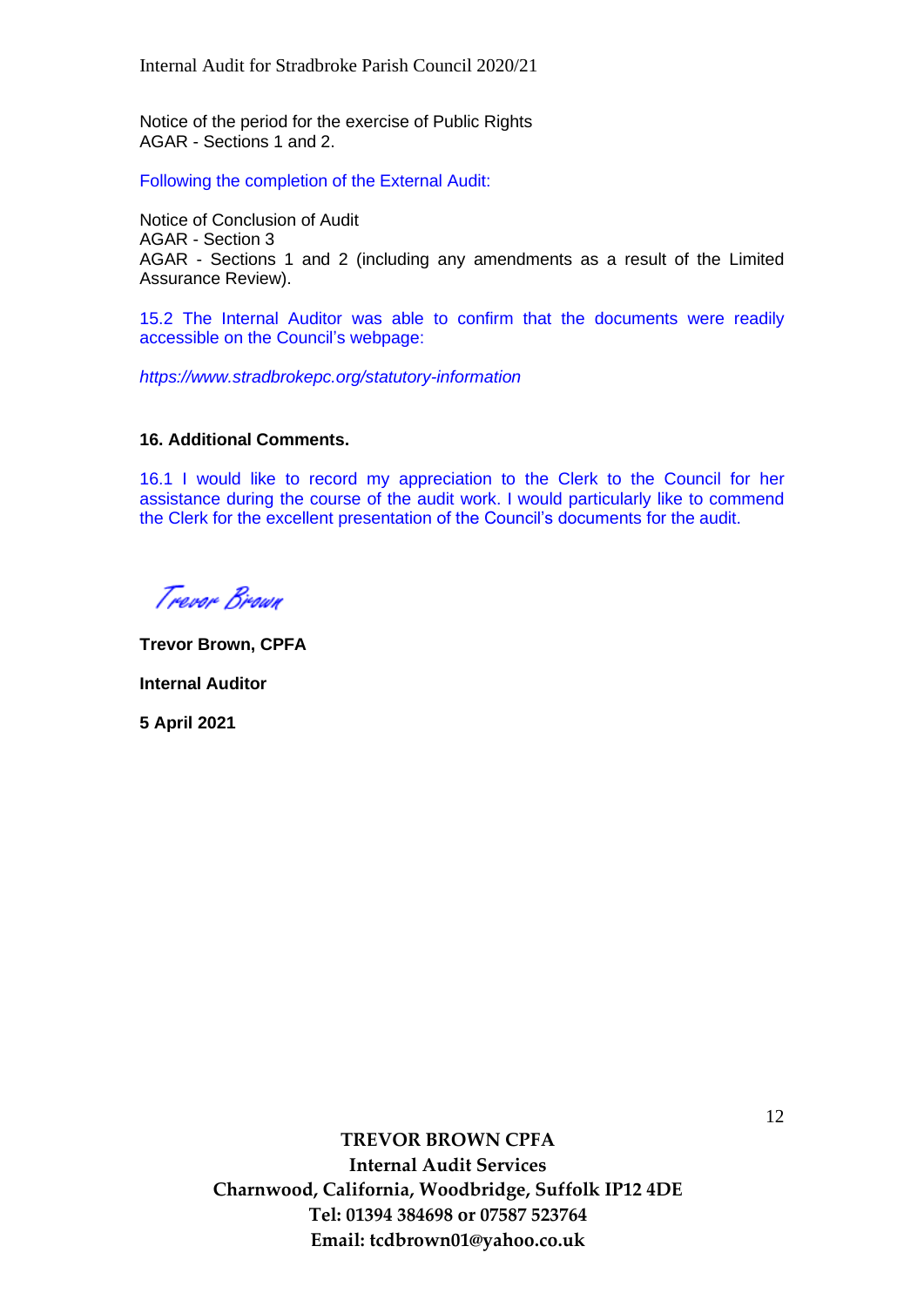Notice of the period for the exercise of Public Rights
AGAR - Sections 1 and 2.

Following the completion of the External Audit:

Notice of Conclusion of Audit
AGAR - Section 3
AGAR - Sections 1 and 2 (including any amendments as a result of the Limited Assurance Review).

15.2 The Internal Auditor was able to confirm that the documents were readily accessible on the Council's webpage:

*https://www.stradbrokepc.org/statutory-information*

**16. Additional Comments.**

16.1 I would like to record my appreciation to the Clerk to the Council for her assistance during the course of the audit work. I would particularly like to commend the Clerk for the excellent presentation of the Council's documents for the audit.

*Trevor Brown*

**Trevor Brown, CPFA**

**Internal Auditor**

**5 April 2021**

**TREVOR BROWN CPFA**
**Internal Audit Services**
**Charnwood, California, Woodbridge, Suffolk IP12 4DE**
**Tel: 01394 384698 or 07587 523764**
**Email: tcdbrown01@yahoo.co.uk**